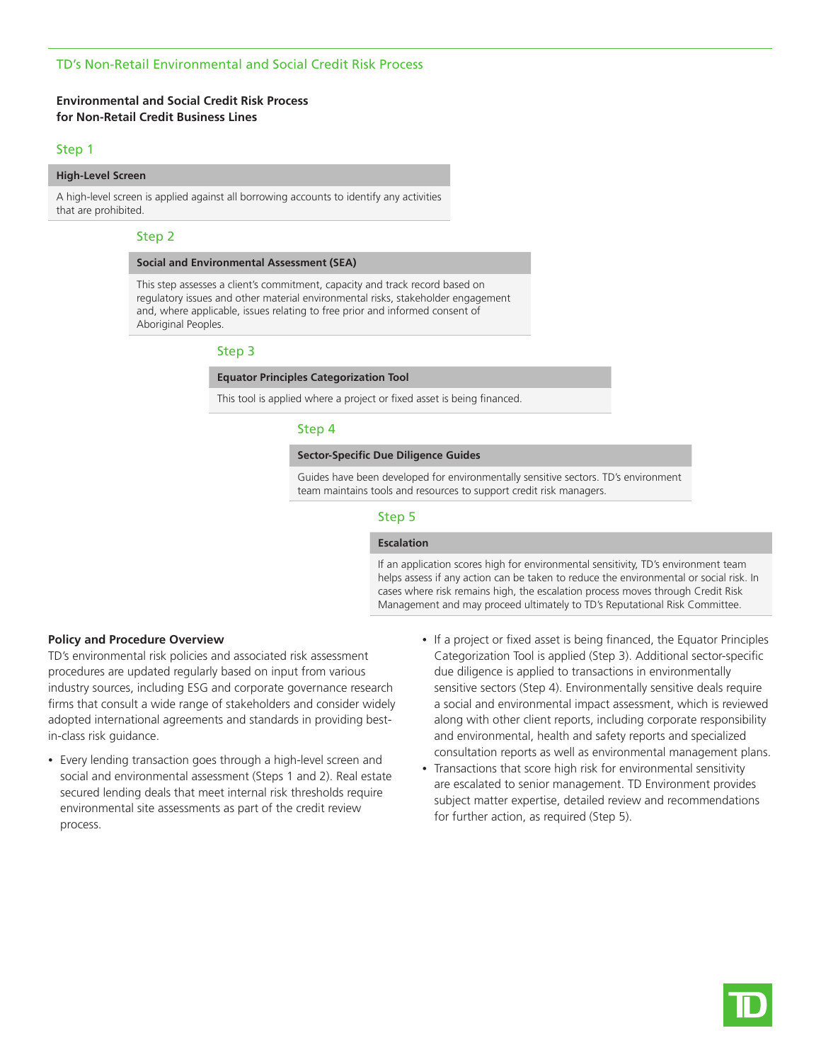## TD's Non-Retail Environmental and Social Credit Risk Process

### Environmental and Social Credit Risk Process for Non-Retail Credit Business Lines

#### Step 1

**High-Level Screen**

A high-level screen is applied against all borrowing accounts to identify any activities that are prohibited.

#### Step 2

**Social and Environmental Assessment (SEA)**

This step assesses a client's commitment, capacity and track record based on regulatory issues and other material environmental risks, stakeholder engagement and, where applicable, issues relating to free prior and informed consent of Aboriginal Peoples.

#### Step 3

**Equator Principles Categorization Tool**

This tool is applied where a project or fixed asset is being financed.

#### Step 4

**Sector-Specific Due Diligence Guides**

Guides have been developed for environmentally sensitive sectors. TD's environment team maintains tools and resources to support credit risk managers.

#### Step 5

**Escalation**

If an application scores high for environmental sensitivity, TD's environment team helps assess if any action can be taken to reduce the environmental or social risk. In cases where risk remains high, the escalation process moves through Credit Risk Management and may proceed ultimately to TD's Reputational Risk Committee.

### Policy and Procedure Overview

TD's environmental risk policies and associated risk assessment procedures are updated regularly based on input from various industry sources, including ESG and corporate governance research firms that consult a wide range of stakeholders and consider widely adopted international agreements and standards in providing best-in-class risk guidance.

- Every lending transaction goes through a high-level screen and social and environmental assessment (Steps 1 and 2). Real estate secured lending deals that meet internal risk thresholds require environmental site assessments as part of the credit review process.
- If a project or fixed asset is being financed, the Equator Principles Categorization Tool is applied (Step 3). Additional sector-specific due diligence is applied to transactions in environmentally sensitive sectors (Step 4). Environmentally sensitive deals require a social and environmental impact assessment, which is reviewed along with other client reports, including corporate responsibility and environmental, health and safety reports and specialized consultation reports as well as environmental management plans.
- Transactions that score high risk for environmental sensitivity are escalated to senior management. TD Environment provides subject matter expertise, detailed review and recommendations for further action, as required (Step 5).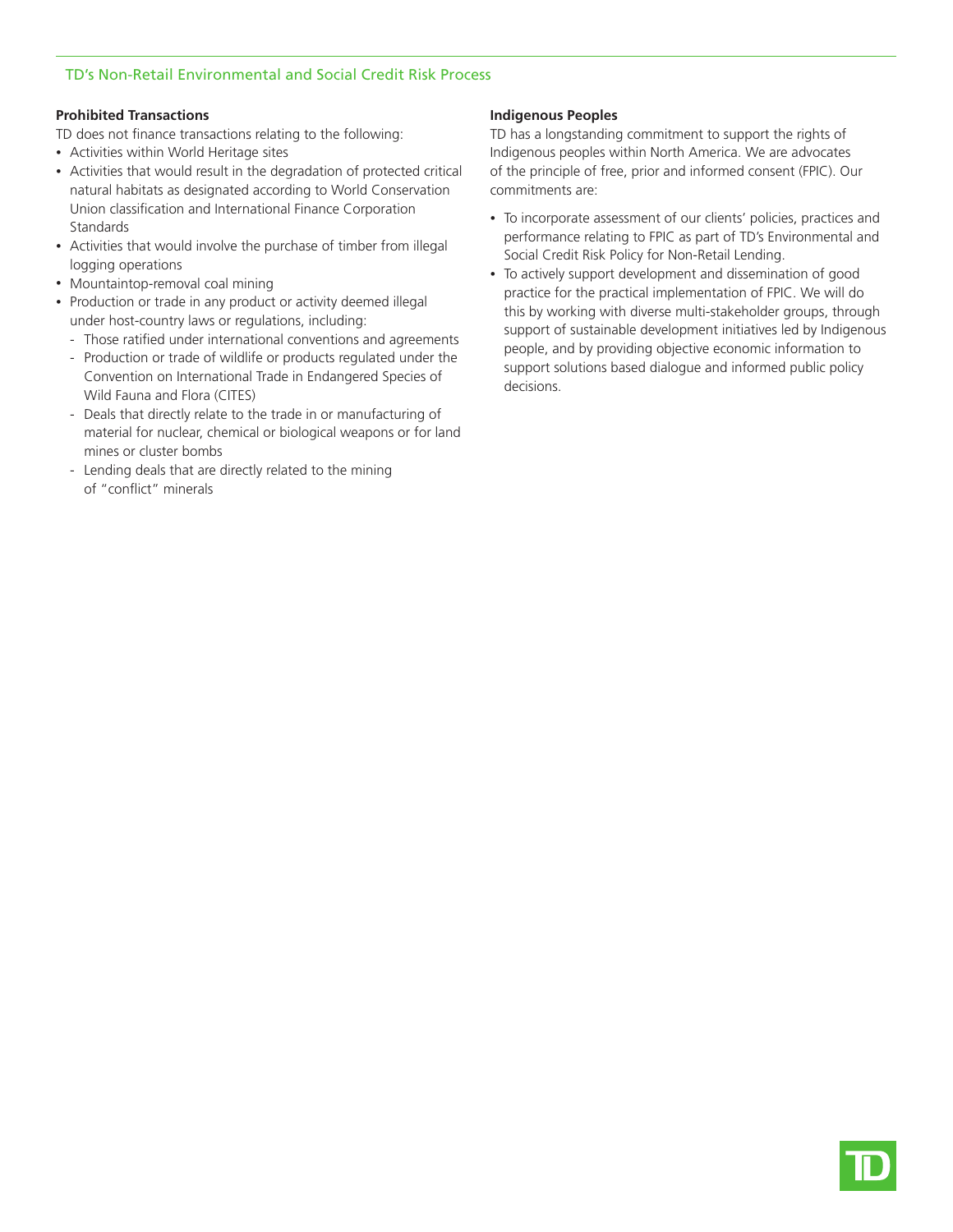## Prohibited Transactions

TD does not finance transactions relating to the following:

- Activities within World Heritage sites
- Activities that would result in the degradation of protected critical natural habitats as designated according to World Conservation Union classification and International Finance Corporation Standards
- Activities that would involve the purchase of timber from illegal logging operations
- Mountaintop-removal coal mining
- Production or trade in any product or activity deemed illegal under host-country laws or regulations, including:
  - Those ratified under international conventions and agreements
  - Production or trade of wildlife or products regulated under the Convention on International Trade in Endangered Species of Wild Fauna and Flora (CITES)
  - Deals that directly relate to the trade in or manufacturing of material for nuclear, chemical or biological weapons or for land mines or cluster bombs
  - Lending deals that are directly related to the mining of "conflict" minerals

## Indigenous Peoples

TD has a longstanding commitment to support the rights of Indigenous peoples within North America. We are advocates of the principle of free, prior and informed consent (FPIC). Our commitments are:

- To incorporate assessment of our clients' policies, practices and performance relating to FPIC as part of TD's Environmental and Social Credit Risk Policy for Non-Retail Lending.
- To actively support development and dissemination of good practice for the practical implementation of FPIC. We will do this by working with diverse multi-stakeholder groups, through support of sustainable development initiatives led by Indigenous people, and by providing objective economic information to support solutions based dialogue and informed public policy decisions.